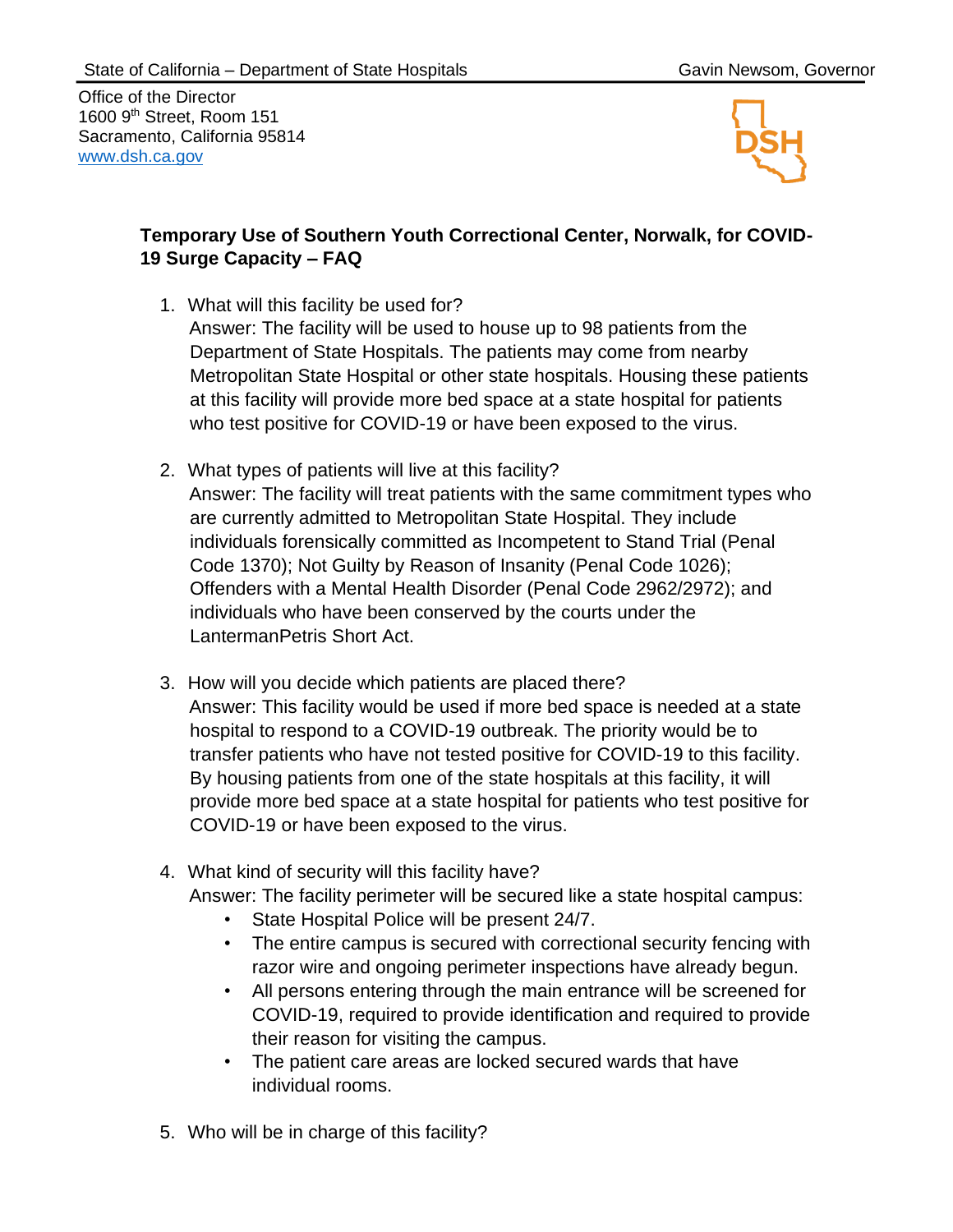State of California – Department of State Hospitals

Gavin Newsom, Governor

Office of the Director
1600 9th Street, Room 151
Sacramento, California 95814
www.dsh.ca.gov

## Temporary Use of Southern Youth Correctional Center, Norwalk, for COVID-19 Surge Capacity – FAQ

1. What will this facility be used for?
   Answer: The facility will be used to house up to 98 patients from the Department of State Hospitals. The patients may come from nearby Metropolitan State Hospital or other state hospitals. Housing these patients at this facility will provide more bed space at a state hospital for patients who test positive for COVID-19 or have been exposed to the virus.

2. What types of patients will live at this facility?
   Answer: The facility will treat patients with the same commitment types who are currently admitted to Metropolitan State Hospital. They include individuals forensically committed as Incompetent to Stand Trial (Penal Code 1370); Not Guilty by Reason of Insanity (Penal Code 1026); Offenders with a Mental Health Disorder (Penal Code 2962/2972); and individuals who have been conserved by the courts under the LantermanPetris Short Act.

3. How will you decide which patients are placed there?
   Answer: This facility would be used if more bed space is needed at a state hospital to respond to a COVID-19 outbreak. The priority would be to transfer patients who have not tested positive for COVID-19 to this facility. By housing patients from one of the state hospitals at this facility, it will provide more bed space at a state hospital for patients who test positive for COVID-19 or have been exposed to the virus.

4. What kind of security will this facility have?
   Answer: The facility perimeter will be secured like a state hospital campus:
   - State Hospital Police will be present 24/7.
   - The entire campus is secured with correctional security fencing with razor wire and ongoing perimeter inspections have already begun.
   - All persons entering through the main entrance will be screened for COVID-19, required to provide identification and required to provide their reason for visiting the campus.
   - The patient care areas are locked secured wards that have individual rooms.

5. Who will be in charge of this facility?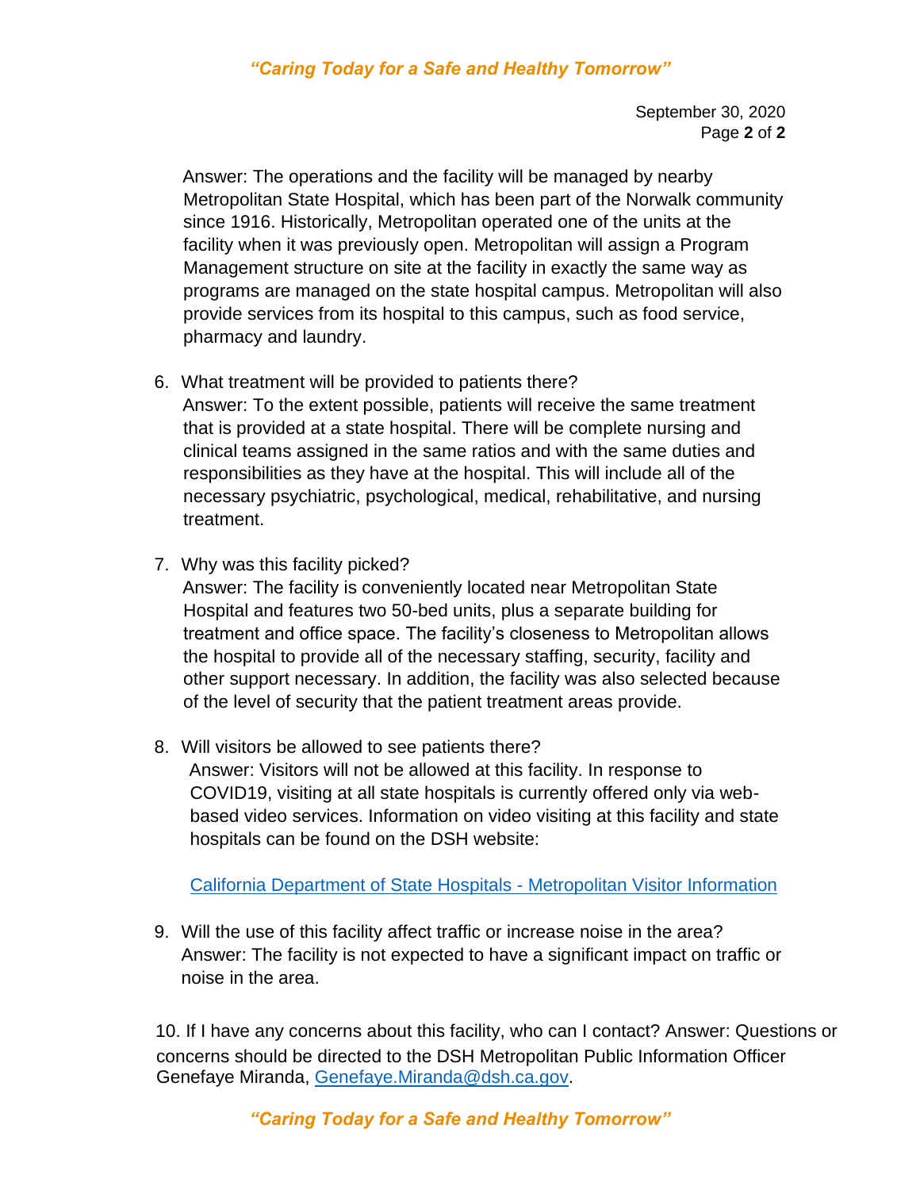Answer: The operations and the facility will be managed by nearby Metropolitan State Hospital, which has been part of the Norwalk community since 1916. Historically, Metropolitan operated one of the units at the facility when it was previously open. Metropolitan will assign a Program Management structure on site at the facility in exactly the same way as programs are managed on the state hospital campus. Metropolitan will also provide services from its hospital to this campus, such as food service, pharmacy and laundry.

6. What treatment will be provided to patients there?
   Answer: To the extent possible, patients will receive the same treatment that is provided at a state hospital. There will be complete nursing and clinical teams assigned in the same ratios and with the same duties and responsibilities as they have at the hospital. This will include all of the necessary psychiatric, psychological, medical, rehabilitative, and nursing treatment.

7. Why was this facility picked?
   Answer: The facility is conveniently located near Metropolitan State Hospital and features two 50-bed units, plus a separate building for treatment and office space. The facility's closeness to Metropolitan allows the hospital to provide all of the necessary staffing, security, facility and other support necessary. In addition, the facility was also selected because of the level of security that the patient treatment areas provide.

8. Will visitors be allowed to see patients there?
   Answer: Visitors will not be allowed at this facility. In response to COVID19, visiting at all state hospitals is currently offered only via web-based video services. Information on video visiting at this facility and state hospitals can be found on the DSH website:

   California Department of State Hospitals - Metropolitan Visitor Information

9. Will the use of this facility affect traffic or increase noise in the area?
   Answer: The facility is not expected to have a significant impact on traffic or noise in the area.

10. If I have any concerns about this facility, who can I contact? Answer: Questions or concerns should be directed to the DSH Metropolitan Public Information Officer Genefaye Miranda, Genefaye.Miranda@dsh.ca.gov.